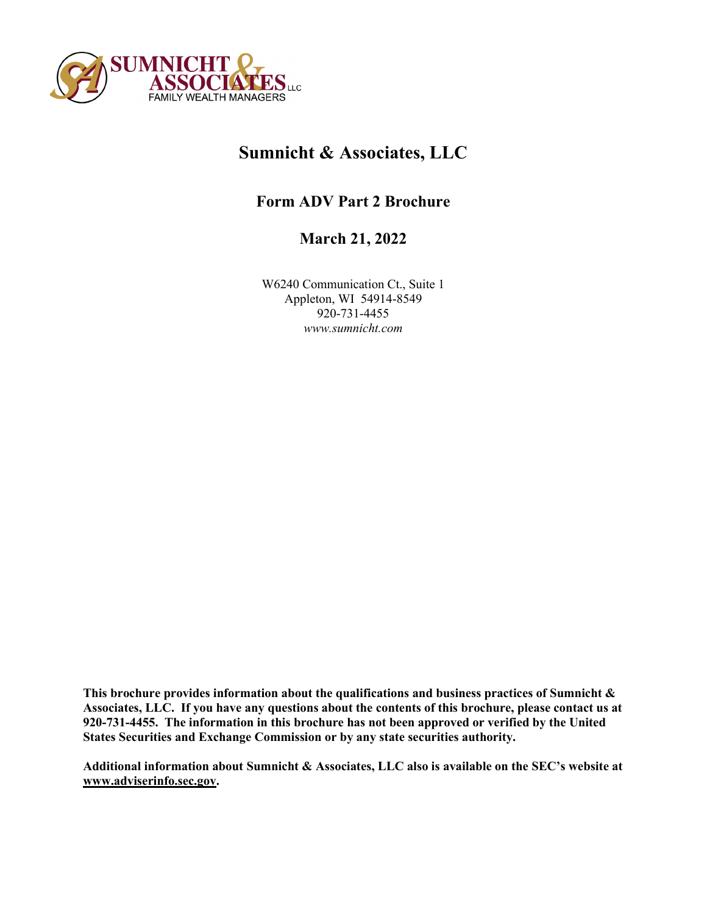# Sumnicht & Associates, LLC

## Form ADV Part 2 Brochure

### March 21, 2022

W6240 Communication Ct., Suite 1
Appleton, WI 54914-8549
920-731-4455
*www.sumnicht.com*

**This brochure provides information about the qualifications and business practices of Sumnicht & Associates, LLC. If you have any questions about the contents of this brochure, please contact us at 920-731-4455. The information in this brochure has not been approved or verified by the United States Securities and Exchange Commission or by any state securities authority.**

**Additional information about Sumnicht & Associates, LLC also is available on the SEC's website at www.adviserinfo.sec.gov.**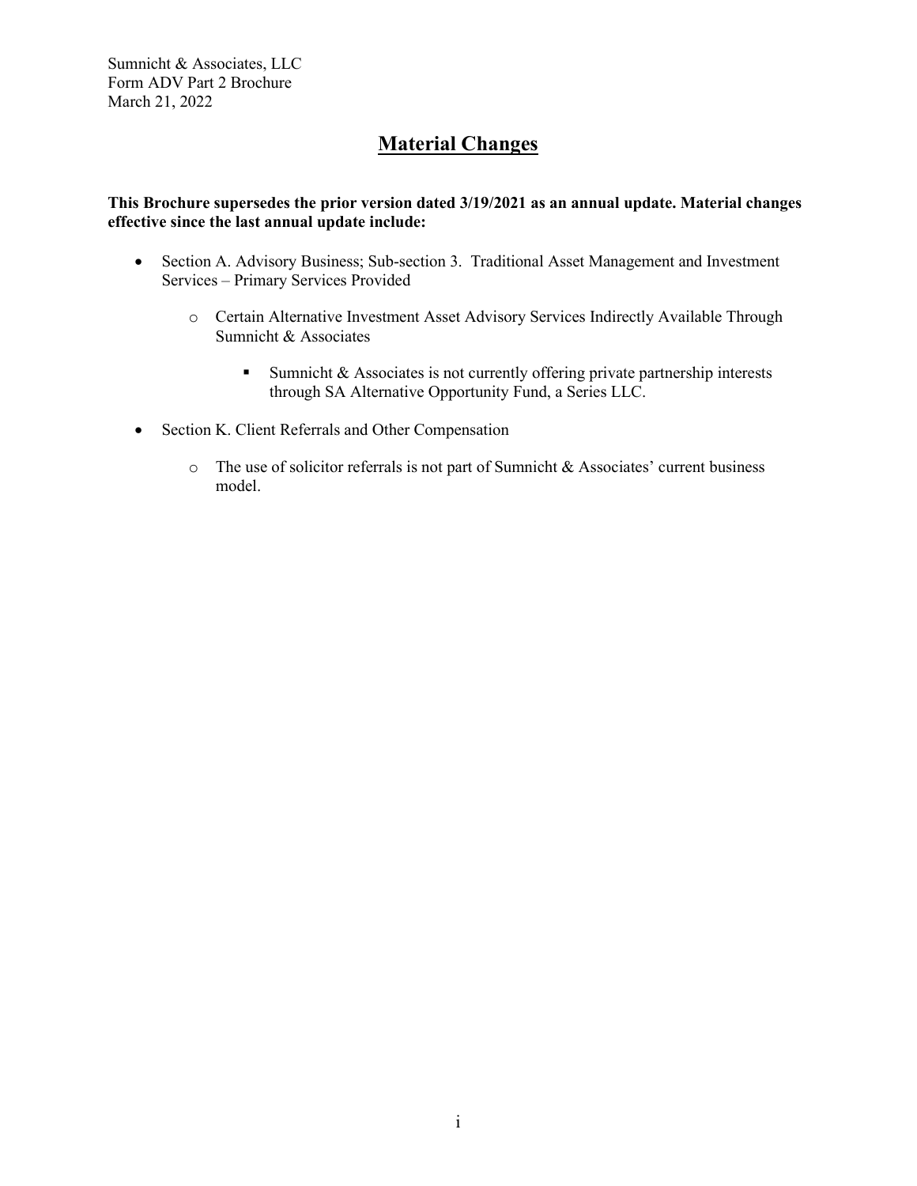Sumnicht & Associates, LLC
Form ADV Part 2 Brochure
March 21, 2022

# Material Changes

**This Brochure supersedes the prior version dated 3/19/2021 as an annual update. Material changes effective since the last annual update include:**

- Section A. Advisory Business; Sub-section 3. Traditional Asset Management and Investment Services – Primary Services Provided
  - Certain Alternative Investment Asset Advisory Services Indirectly Available Through Sumnicht & Associates
    - Sumnicht & Associates is not currently offering private partnership interests through SA Alternative Opportunity Fund, a Series LLC.
- Section K. Client Referrals and Other Compensation
  - The use of solicitor referrals is not part of Sumnicht & Associates' current business model.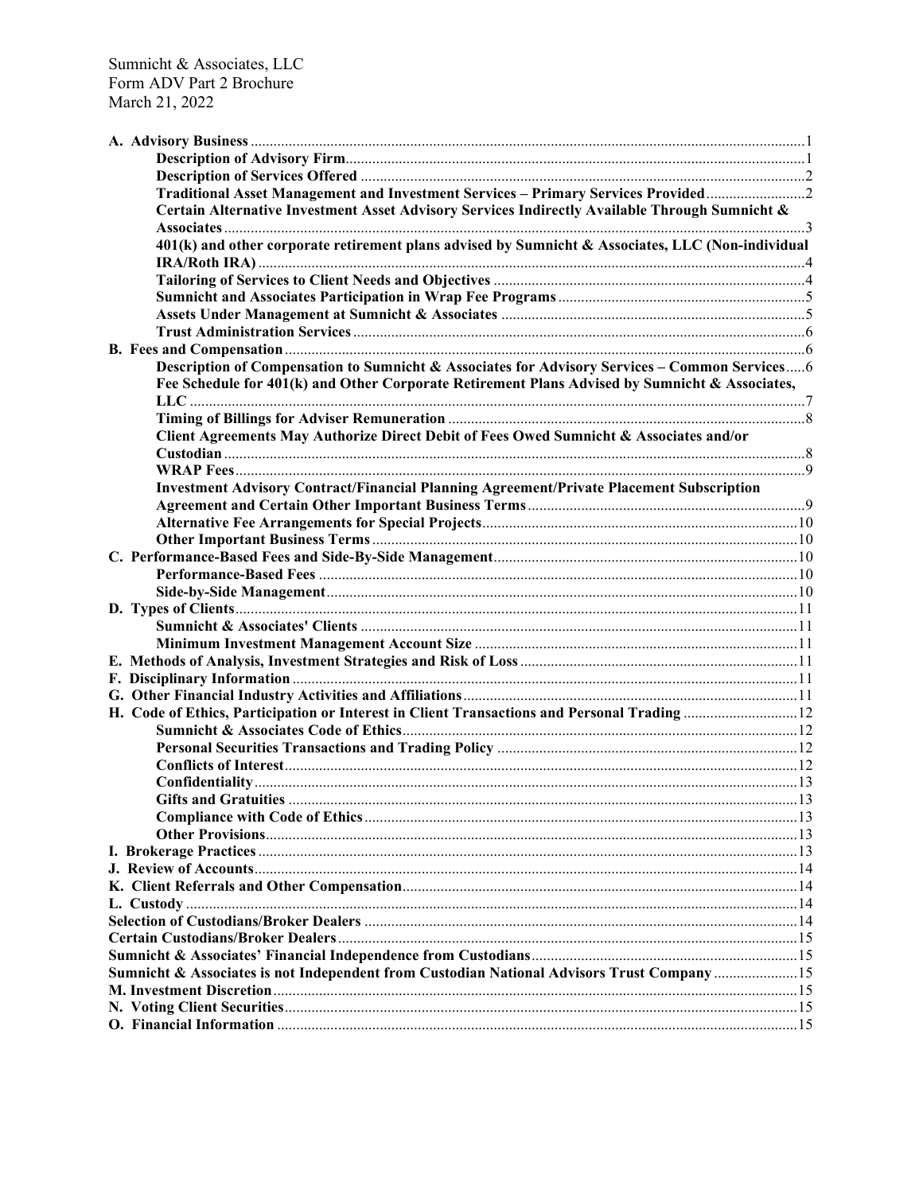Sumnicht & Associates, LLC
Form ADV Part 2 Brochure
March 21, 2022

- **A. Advisory Business** ... 1
  - **Description of Advisory Firm** ... 1
  - **Description of Services Offered** ... 2
  - **Traditional Asset Management and Investment Services – Primary Services Provided** ... 2
  - **Certain Alternative Investment Asset Advisory Services Indirectly Available Through Sumnicht & Associates** ... 3
  - **401(k) and other corporate retirement plans advised by Sumnicht & Associates, LLC (Non-individual IRA/Roth IRA)** ... 4
  - **Tailoring of Services to Client Needs and Objectives** ... 4
  - **Sumnicht and Associates Participation in Wrap Fee Programs** ... 5
  - **Assets Under Management at Sumnicht & Associates** ... 5
  - **Trust Administration Services** ... 6
- **B. Fees and Compensation** ... 6
  - **Description of Compensation to Sumnicht & Associates for Advisory Services – Common Services** ... 6
  - **Fee Schedule for 401(k) and Other Corporate Retirement Plans Advised by Sumnicht & Associates, LLC** ... 7
  - **Timing of Billings for Adviser Remuneration** ... 8
  - **Client Agreements May Authorize Direct Debit of Fees Owed Sumnicht & Associates and/or Custodian** ... 8
  - **WRAP Fees** ... 9
  - **Investment Advisory Contract/Financial Planning Agreement/Private Placement Subscription Agreement and Certain Other Important Business Terms** ... 9
  - **Alternative Fee Arrangements for Special Projects** ... 10
  - **Other Important Business Terms** ... 10
- **C. Performance-Based Fees and Side-By-Side Management** ... 10
  - **Performance-Based Fees** ... 10
  - **Side-by-Side Management** ... 10
- **D. Types of Clients** ... 11
  - **Sumnicht & Associates' Clients** ... 11
  - **Minimum Investment Management Account Size** ... 11
- **E. Methods of Analysis, Investment Strategies and Risk of Loss** ... 11
- **F. Disciplinary Information** ... 11
- **G. Other Financial Industry Activities and Affiliations** ... 11
- **H. Code of Ethics, Participation or Interest in Client Transactions and Personal Trading** ... 12
  - **Sumnicht & Associates Code of Ethics** ... 12
  - **Personal Securities Transactions and Trading Policy** ... 12
  - **Conflicts of Interest** ... 12
  - **Confidentiality** ... 13
  - **Gifts and Gratuities** ... 13
  - **Compliance with Code of Ethics** ... 13
  - **Other Provisions** ... 13
- **I. Brokerage Practices** ... 13
- **J. Review of Accounts** ... 14
- **K. Client Referrals and Other Compensation** ... 14
- **L. Custody** ... 14
- **Selection of Custodians/Broker Dealers** ... 14
- **Certain Custodians/Broker Dealers** ... 15
- **Sumnicht & Associates' Financial Independence from Custodians** ... 15
- **Sumnicht & Associates is not Independent from Custodian National Advisors Trust Company** ... 15
- **M. Investment Discretion** ... 15
- **N. Voting Client Securities** ... 15
- **O. Financial Information** ... 15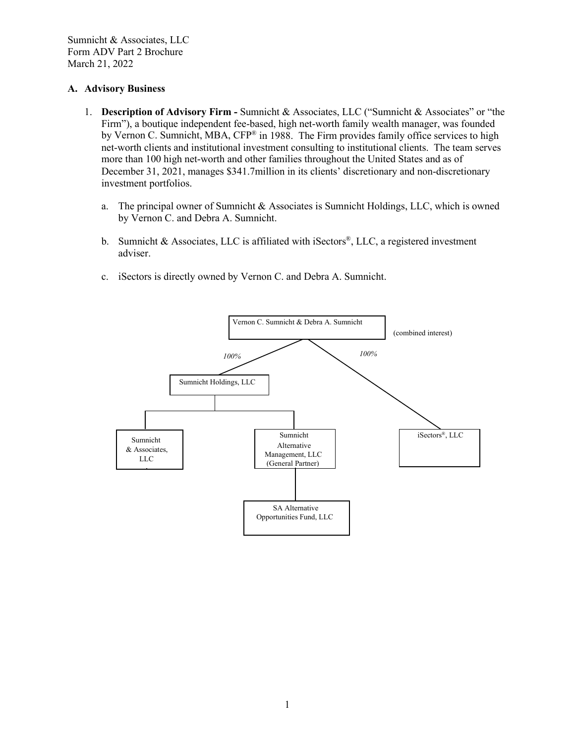## A. Advisory Business

1. **Description of Advisory Firm -** Sumnicht & Associates, LLC ("Sumnicht & Associates" or "the Firm"), a boutique independent fee-based, high net-worth family wealth manager, was founded by Vernon C. Sumnicht, MBA, CFP® in 1988. The Firm provides family office services to high net-worth clients and institutional investment consulting to institutional clients. The team serves more than 100 high net-worth and other families throughout the United States and as of December 31, 2021, manages $341.7million in its clients' discretionary and non-discretionary investment portfolios.

   a. The principal owner of Sumnicht & Associates is Sumnicht Holdings, LLC, which is owned by Vernon C. and Debra A. Sumnicht.

   b. Sumnicht & Associates, LLC is affiliated with iSectors®, LLC, a registered investment adviser.

   c. iSectors is directly owned by Vernon C. and Debra A. Sumnicht.

- Vernon C. Sumnicht & Debra A. Sumnicht (combined interest)
  - *100%* Sumnicht Holdings, LLC
    - Sumnicht & Associates, LLC
    - Sumnicht Alternative Management, LLC (General Partner)
      - SA Alternative Opportunities Fund, LLC
  - *100%* iSectors®, LLC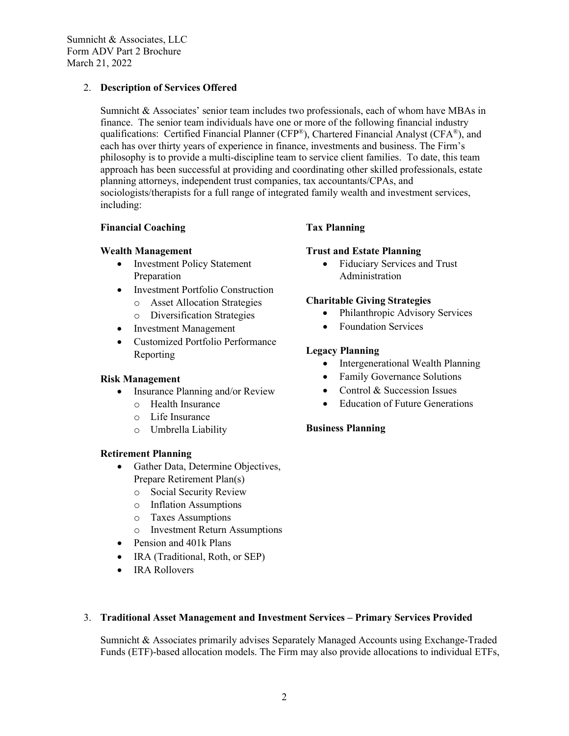## 2. Description of Services Offered

Sumnicht & Associates' senior team includes two professionals, each of whom have MBAs in finance. The senior team individuals have one or more of the following financial industry qualifications: Certified Financial Planner (CFP®), Chartered Financial Analyst (CFA®), and each has over thirty years of experience in finance, investments and business. The Firm's philosophy is to provide a multi-discipline team to service client families. To date, this team approach has been successful at providing and coordinating other skilled professionals, estate planning attorneys, independent trust companies, tax accountants/CPAs, and sociologists/therapists for a full range of integrated family wealth and investment services, including:

**Financial Coaching**

**Wealth Management**

- Investment Policy Statement Preparation
- Investment Portfolio Construction
  - Asset Allocation Strategies
  - Diversification Strategies
- Investment Management
- Customized Portfolio Performance Reporting

**Risk Management**

- Insurance Planning and/or Review
  - Health Insurance
  - Life Insurance
  - Umbrella Liability

**Retirement Planning**

- Gather Data, Determine Objectives, Prepare Retirement Plan(s)
  - Social Security Review
  - Inflation Assumptions
  - Taxes Assumptions
  - Investment Return Assumptions
- Pension and 401k Plans
- IRA (Traditional, Roth, or SEP)
- IRA Rollovers

**Tax Planning**

**Trust and Estate Planning**

- Fiduciary Services and Trust Administration

**Charitable Giving Strategies**

- Philanthropic Advisory Services
- Foundation Services

**Legacy Planning**

- Intergenerational Wealth Planning
- Family Governance Solutions
- Control & Succession Issues
- Education of Future Generations

**Business Planning**

## 3. Traditional Asset Management and Investment Services – Primary Services Provided

Sumnicht & Associates primarily advises Separately Managed Accounts using Exchange-Traded Funds (ETF)-based allocation models. The Firm may also provide allocations to individual ETFs,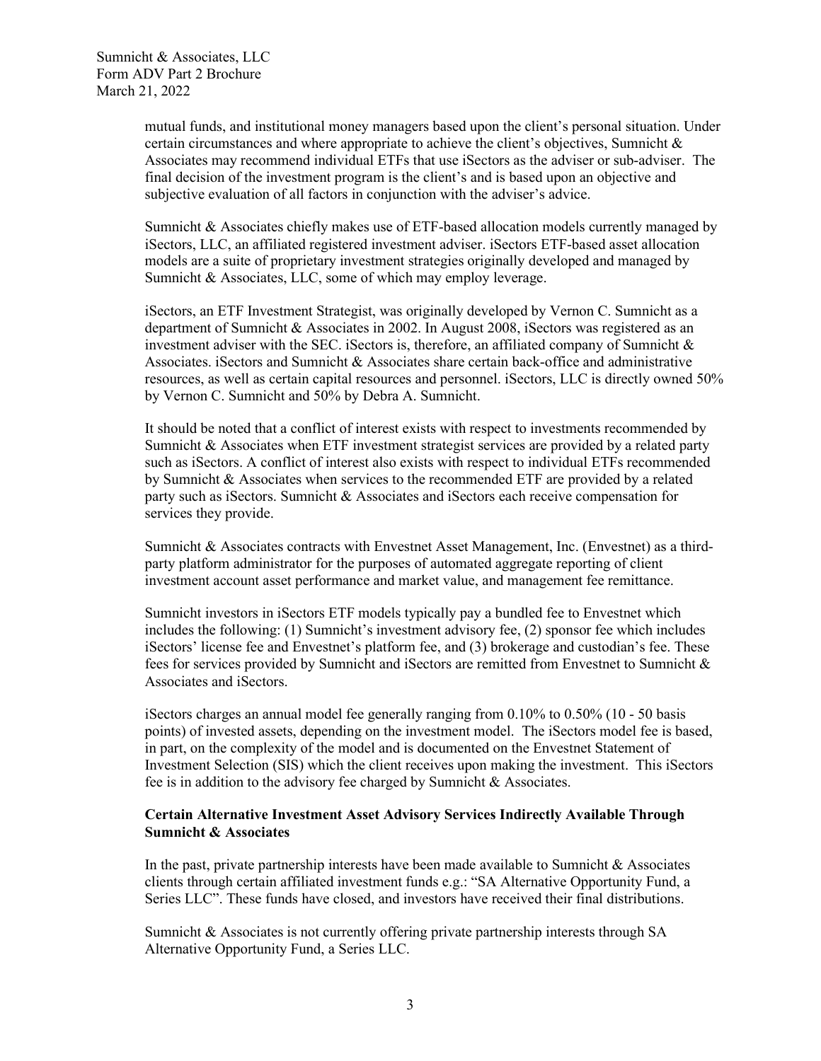mutual funds, and institutional money managers based upon the client's personal situation. Under certain circumstances and where appropriate to achieve the client's objectives, Sumnicht & Associates may recommend individual ETFs that use iSectors as the adviser or sub-adviser. The final decision of the investment program is the client's and is based upon an objective and subjective evaluation of all factors in conjunction with the adviser's advice.

Sumnicht & Associates chiefly makes use of ETF-based allocation models currently managed by iSectors, LLC, an affiliated registered investment adviser. iSectors ETF-based asset allocation models are a suite of proprietary investment strategies originally developed and managed by Sumnicht & Associates, LLC, some of which may employ leverage.

iSectors, an ETF Investment Strategist, was originally developed by Vernon C. Sumnicht as a department of Sumnicht & Associates in 2002. In August 2008, iSectors was registered as an investment adviser with the SEC. iSectors is, therefore, an affiliated company of Sumnicht & Associates. iSectors and Sumnicht & Associates share certain back-office and administrative resources, as well as certain capital resources and personnel. iSectors, LLC is directly owned 50% by Vernon C. Sumnicht and 50% by Debra A. Sumnicht.

It should be noted that a conflict of interest exists with respect to investments recommended by Sumnicht & Associates when ETF investment strategist services are provided by a related party such as iSectors. A conflict of interest also exists with respect to individual ETFs recommended by Sumnicht & Associates when services to the recommended ETF are provided by a related party such as iSectors. Sumnicht & Associates and iSectors each receive compensation for services they provide.

Sumnicht & Associates contracts with Envestnet Asset Management, Inc. (Envestnet) as a third-party platform administrator for the purposes of automated aggregate reporting of client investment account asset performance and market value, and management fee remittance.

Sumnicht investors in iSectors ETF models typically pay a bundled fee to Envestnet which includes the following: (1) Sumnicht's investment advisory fee, (2) sponsor fee which includes iSectors' license fee and Envestnet's platform fee, and (3) brokerage and custodian's fee. These fees for services provided by Sumnicht and iSectors are remitted from Envestnet to Sumnicht & Associates and iSectors.

iSectors charges an annual model fee generally ranging from 0.10% to 0.50% (10 - 50 basis points) of invested assets, depending on the investment model. The iSectors model fee is based, in part, on the complexity of the model and is documented on the Envestnet Statement of Investment Selection (SIS) which the client receives upon making the investment. This iSectors fee is in addition to the advisory fee charged by Sumnicht & Associates.

**Certain Alternative Investment Asset Advisory Services Indirectly Available Through Sumnicht & Associates**

In the past, private partnership interests have been made available to Sumnicht & Associates clients through certain affiliated investment funds e.g.: "SA Alternative Opportunity Fund, a Series LLC". These funds have closed, and investors have received their final distributions.

Sumnicht & Associates is not currently offering private partnership interests through SA Alternative Opportunity Fund, a Series LLC.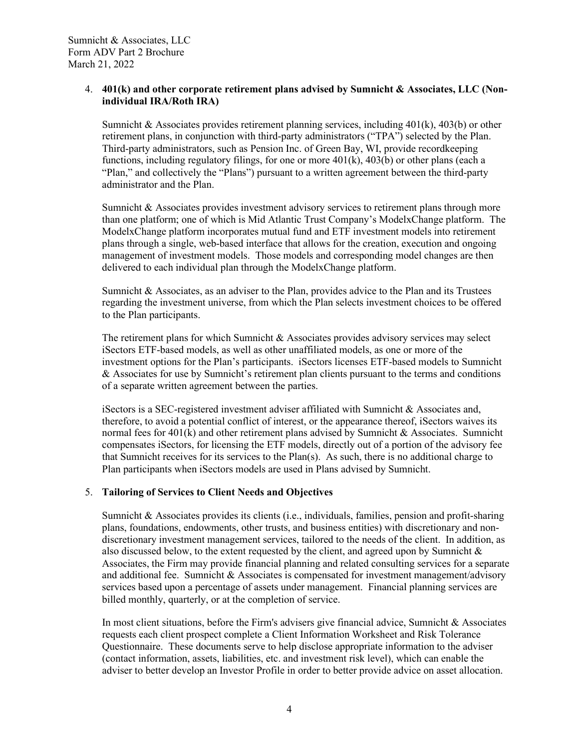4. **401(k) and other corporate retirement plans advised by Sumnicht & Associates, LLC (Non-individual IRA/Roth IRA)**

   Sumnicht & Associates provides retirement planning services, including 401(k), 403(b) or other retirement plans, in conjunction with third-party administrators ("TPA") selected by the Plan. Third-party administrators, such as Pension Inc. of Green Bay, WI, provide recordkeeping functions, including regulatory filings, for one or more 401(k), 403(b) or other plans (each a "Plan," and collectively the "Plans") pursuant to a written agreement between the third-party administrator and the Plan.

   Sumnicht & Associates provides investment advisory services to retirement plans through more than one platform; one of which is Mid Atlantic Trust Company's ModelxChange platform. The ModelxChange platform incorporates mutual fund and ETF investment models into retirement plans through a single, web-based interface that allows for the creation, execution and ongoing management of investment models. Those models and corresponding model changes are then delivered to each individual plan through the ModelxChange platform.

   Sumnicht & Associates, as an adviser to the Plan, provides advice to the Plan and its Trustees regarding the investment universe, from which the Plan selects investment choices to be offered to the Plan participants.

   The retirement plans for which Sumnicht & Associates provides advisory services may select iSectors ETF-based models, as well as other unaffiliated models, as one or more of the investment options for the Plan's participants. iSectors licenses ETF-based models to Sumnicht & Associates for use by Sumnicht's retirement plan clients pursuant to the terms and conditions of a separate written agreement between the parties.

   iSectors is a SEC-registered investment adviser affiliated with Sumnicht & Associates and, therefore, to avoid a potential conflict of interest, or the appearance thereof, iSectors waives its normal fees for 401(k) and other retirement plans advised by Sumnicht & Associates. Sumnicht compensates iSectors, for licensing the ETF models, directly out of a portion of the advisory fee that Sumnicht receives for its services to the Plan(s). As such, there is no additional charge to Plan participants when iSectors models are used in Plans advised by Sumnicht.

5. **Tailoring of Services to Client Needs and Objectives**

   Sumnicht & Associates provides its clients (i.e., individuals, families, pension and profit-sharing plans, foundations, endowments, other trusts, and business entities) with discretionary and non-discretionary investment management services, tailored to the needs of the client. In addition, as also discussed below, to the extent requested by the client, and agreed upon by Sumnicht & Associates, the Firm may provide financial planning and related consulting services for a separate and additional fee. Sumnicht & Associates is compensated for investment management/advisory services based upon a percentage of assets under management. Financial planning services are billed monthly, quarterly, or at the completion of service.

   In most client situations, before the Firm's advisers give financial advice, Sumnicht & Associates requests each client prospect complete a Client Information Worksheet and Risk Tolerance Questionnaire. These documents serve to help disclose appropriate information to the adviser (contact information, assets, liabilities, etc. and investment risk level), which can enable the adviser to better develop an Investor Profile in order to better provide advice on asset allocation.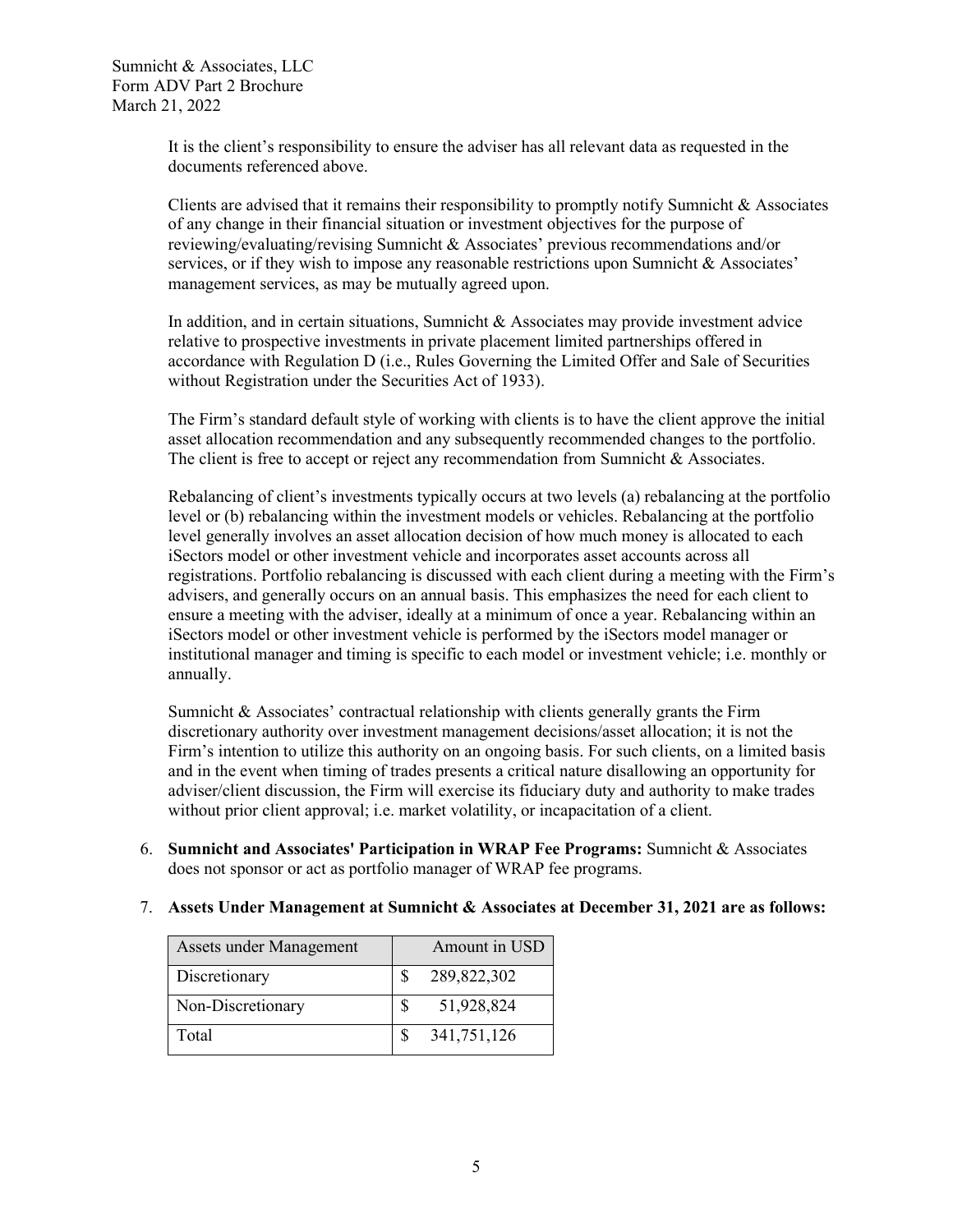It is the client's responsibility to ensure the adviser has all relevant data as requested in the documents referenced above.

Clients are advised that it remains their responsibility to promptly notify Sumnicht & Associates of any change in their financial situation or investment objectives for the purpose of reviewing/evaluating/revising Sumnicht & Associates' previous recommendations and/or services, or if they wish to impose any reasonable restrictions upon Sumnicht & Associates' management services, as may be mutually agreed upon.

In addition, and in certain situations, Sumnicht & Associates may provide investment advice relative to prospective investments in private placement limited partnerships offered in accordance with Regulation D (i.e., Rules Governing the Limited Offer and Sale of Securities without Registration under the Securities Act of 1933).

The Firm's standard default style of working with clients is to have the client approve the initial asset allocation recommendation and any subsequently recommended changes to the portfolio. The client is free to accept or reject any recommendation from Sumnicht & Associates.

Rebalancing of client's investments typically occurs at two levels (a) rebalancing at the portfolio level or (b) rebalancing within the investment models or vehicles. Rebalancing at the portfolio level generally involves an asset allocation decision of how much money is allocated to each iSectors model or other investment vehicle and incorporates asset accounts across all registrations. Portfolio rebalancing is discussed with each client during a meeting with the Firm's advisers, and generally occurs on an annual basis. This emphasizes the need for each client to ensure a meeting with the adviser, ideally at a minimum of once a year. Rebalancing within an iSectors model or other investment vehicle is performed by the iSectors model manager or institutional manager and timing is specific to each model or investment vehicle; i.e. monthly or annually.

Sumnicht & Associates' contractual relationship with clients generally grants the Firm discretionary authority over investment management decisions/asset allocation; it is not the Firm's intention to utilize this authority on an ongoing basis. For such clients, on a limited basis and in the event when timing of trades presents a critical nature disallowing an opportunity for adviser/client discussion, the Firm will exercise its fiduciary duty and authority to make trades without prior client approval; i.e. market volatility, or incapacitation of a client.

6. **Sumnicht and Associates' Participation in WRAP Fee Programs:** Sumnicht & Associates does not sponsor or act as portfolio manager of WRAP fee programs.

7. **Assets Under Management at Sumnicht & Associates at December 31, 2021 are as follows:**

| Assets under Management | Amount in USD |
|---|---|
| Discretionary | $ 289,822,302 |
| Non-Discretionary | $ 51,928,824 |
| Total | $ 341,751,126 |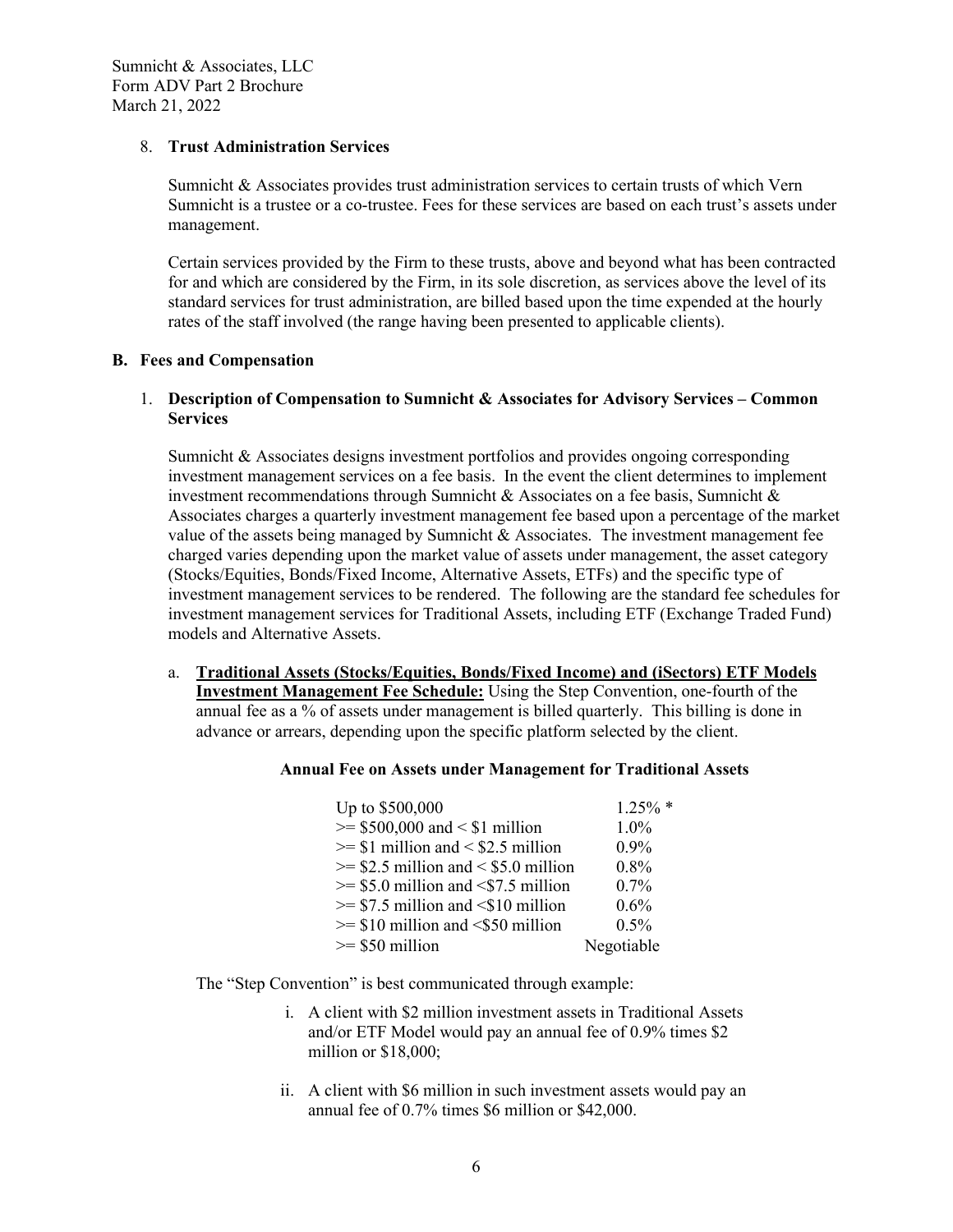8. **Trust Administration Services**

   Sumnicht & Associates provides trust administration services to certain trusts of which Vern Sumnicht is a trustee or a co-trustee. Fees for these services are based on each trust's assets under management.

   Certain services provided by the Firm to these trusts, above and beyond what has been contracted for and which are considered by the Firm, in its sole discretion, as services above the level of its standard services for trust administration, are billed based upon the time expended at the hourly rates of the staff involved (the range having been presented to applicable clients).

**B. Fees and Compensation**

1. **Description of Compensation to Sumnicht & Associates for Advisory Services – Common Services**

   Sumnicht & Associates designs investment portfolios and provides ongoing corresponding investment management services on a fee basis. In the event the client determines to implement investment recommendations through Sumnicht & Associates on a fee basis, Sumnicht & Associates charges a quarterly investment management fee based upon a percentage of the market value of the assets being managed by Sumnicht & Associates. The investment management fee charged varies depending upon the market value of assets under management, the asset category (Stocks/Equities, Bonds/Fixed Income, Alternative Assets, ETFs) and the specific type of investment management services to be rendered. The following are the standard fee schedules for investment management services for Traditional Assets, including ETF (Exchange Traded Fund) models and Alternative Assets.

   a. **Traditional Assets (Stocks/Equities, Bonds/Fixed Income) and (iSectors) ETF Models Investment Management Fee Schedule:** Using the Step Convention, one-fourth of the annual fee as a % of assets under management is billed quarterly. This billing is done in advance or arrears, depending upon the specific platform selected by the client.

**Annual Fee on Assets under Management for Traditional Assets**

| Assets | Annual Fee |
|---|---|
| Up to \$500,000 | 1.25% * |
| >= \$500,000 and < \$1 million | 1.0% |
| >= \$1 million and < \$2.5 million | 0.9% |
| >= \$2.5 million and < \$5.0 million | 0.8% |
| >= \$5.0 million and <\$7.5 million | 0.7% |
| >= \$7.5 million and <\$10 million | 0.6% |
| >= \$10 million and <\$50 million | 0.5% |
| >= \$50 million | Negotiable |

The "Step Convention" is best communicated through example:

i. A client with \$2 million investment assets in Traditional Assets and/or ETF Model would pay an annual fee of 0.9% times \$2 million or \$18,000;

ii. A client with \$6 million in such investment assets would pay an annual fee of 0.7% times \$6 million or \$42,000.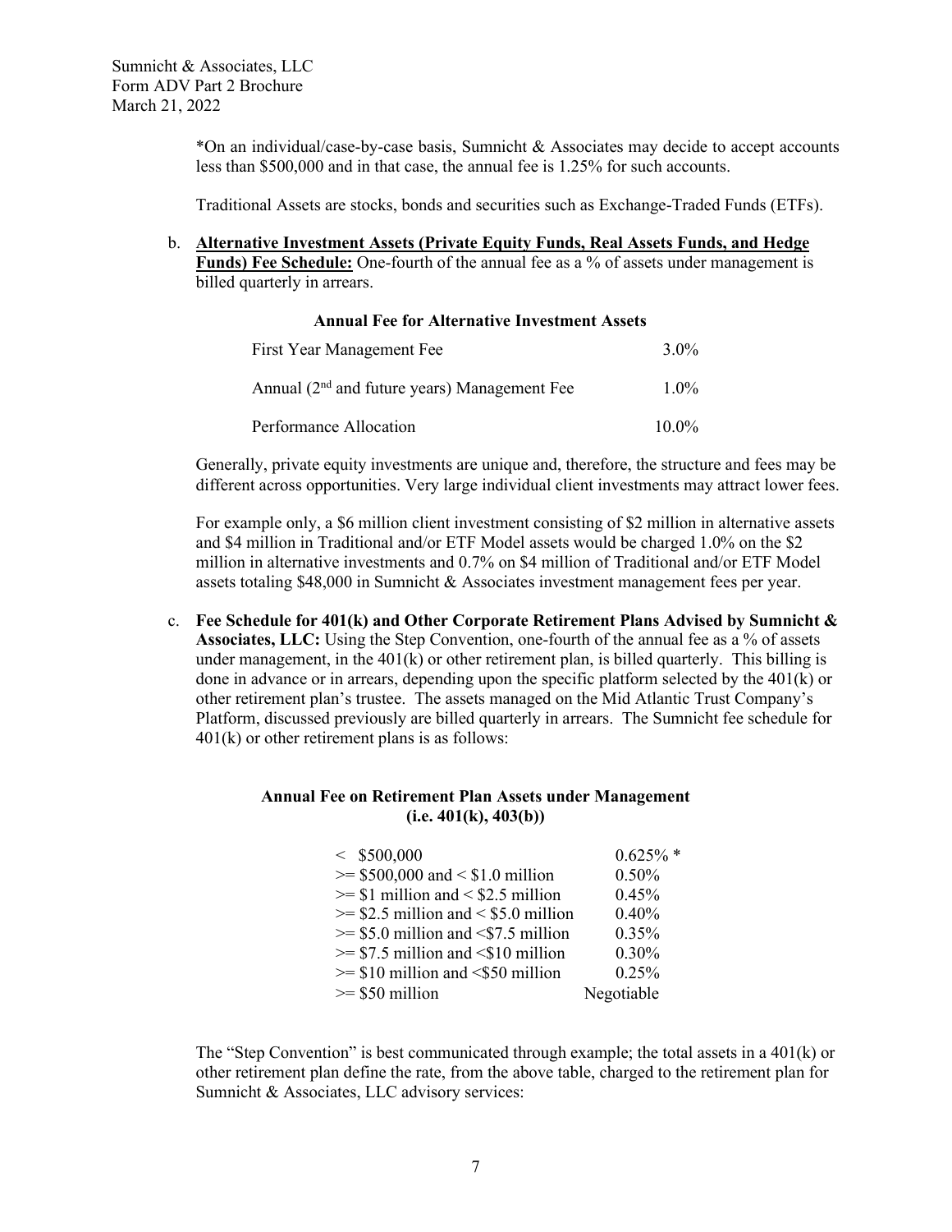*On an individual/case-by-case basis, Sumnicht & Associates may decide to accept accounts less than $500,000 and in that case, the annual fee is 1.25% for such accounts.

Traditional Assets are stocks, bonds and securities such as Exchange-Traded Funds (ETFs).

b. **Alternative Investment Assets (Private Equity Funds, Real Assets Funds, and Hedge Funds) Fee Schedule:** One-fourth of the annual fee as a % of assets under management is billed quarterly in arrears.

**Annual Fee for Alternative Investment Assets**

| | |
|---|---|
| First Year Management Fee | 3.0% |
| Annual (2nd and future years) Management Fee | 1.0% |
| Performance Allocation | 10.0% |

Generally, private equity investments are unique and, therefore, the structure and fees may be different across opportunities. Very large individual client investments may attract lower fees.

For example only, a $6 million client investment consisting of $2 million in alternative assets and $4 million in Traditional and/or ETF Model assets would be charged 1.0% on the $2 million in alternative investments and 0.7% on $4 million of Traditional and/or ETF Model assets totaling $48,000 in Sumnicht & Associates investment management fees per year.

c. **Fee Schedule for 401(k) and Other Corporate Retirement Plans Advised by Sumnicht & Associates, LLC:** Using the Step Convention, one-fourth of the annual fee as a % of assets under management, in the 401(k) or other retirement plan, is billed quarterly. This billing is done in advance or in arrears, depending upon the specific platform selected by the 401(k) or other retirement plan's trustee. The assets managed on the Mid Atlantic Trust Company's Platform, discussed previously are billed quarterly in arrears. The Sumnicht fee schedule for 401(k) or other retirement plans is as follows:

**Annual Fee on Retirement Plan Assets under Management (i.e. 401(k), 403(b))**

| | |
|---|---|
| < $500,000 | 0.625% * |
| >= $500,000 and < $1.0 million | 0.50% |
| >= $1 million and < $2.5 million | 0.45% |
| >= $2.5 million and < $5.0 million | 0.40% |
| >= $5.0 million and <$7.5 million | 0.35% |
| >= $7.5 million and <$10 million | 0.30% |
| >= $10 million and <$50 million | 0.25% |
| >= $50 million | Negotiable |

The "Step Convention" is best communicated through example; the total assets in a 401(k) or other retirement plan define the rate, from the above table, charged to the retirement plan for Sumnicht & Associates, LLC advisory services: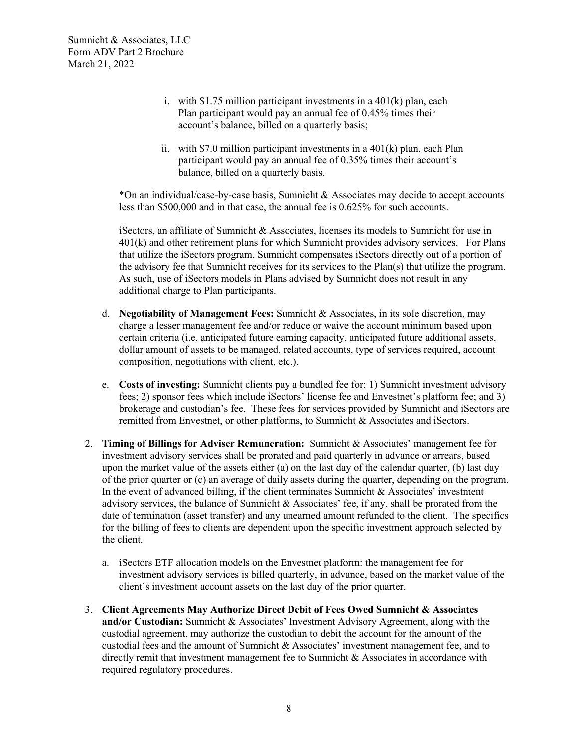i. with \$1.75 million participant investments in a 401(k) plan, each Plan participant would pay an annual fee of 0.45% times their account's balance, billed on a quarterly basis;

ii. with \$7.0 million participant investments in a 401(k) plan, each Plan participant would pay an annual fee of 0.35% times their account's balance, billed on a quarterly basis.

*On an individual/case-by-case basis, Sumnicht & Associates may decide to accept accounts less than \$500,000 and in that case, the annual fee is 0.625% for such accounts.

iSectors, an affiliate of Sumnicht & Associates, licenses its models to Sumnicht for use in 401(k) and other retirement plans for which Sumnicht provides advisory services. For Plans that utilize the iSectors program, Sumnicht compensates iSectors directly out of a portion of the advisory fee that Sumnicht receives for its services to the Plan(s) that utilize the program. As such, use of iSectors models in Plans advised by Sumnicht does not result in any additional charge to Plan participants.

d. **Negotiability of Management Fees:** Sumnicht & Associates, in its sole discretion, may charge a lesser management fee and/or reduce or waive the account minimum based upon certain criteria (i.e. anticipated future earning capacity, anticipated future additional assets, dollar amount of assets to be managed, related accounts, type of services required, account composition, negotiations with client, etc.).

e. **Costs of investing:** Sumnicht clients pay a bundled fee for: 1) Sumnicht investment advisory fees; 2) sponsor fees which include iSectors' license fee and Envestnet's platform fee; and 3) brokerage and custodian's fee. These fees for services provided by Sumnicht and iSectors are remitted from Envestnet, or other platforms, to Sumnicht & Associates and iSectors.

2. **Timing of Billings for Adviser Remuneration:** Sumnicht & Associates' management fee for investment advisory services shall be prorated and paid quarterly in advance or arrears, based upon the market value of the assets either (a) on the last day of the calendar quarter, (b) last day of the prior quarter or (c) an average of daily assets during the quarter, depending on the program. In the event of advanced billing, if the client terminates Sumnicht & Associates' investment advisory services, the balance of Sumnicht & Associates' fee, if any, shall be prorated from the date of termination (asset transfer) and any unearned amount refunded to the client. The specifics for the billing of fees to clients are dependent upon the specific investment approach selected by the client.

   a. iSectors ETF allocation models on the Envestnet platform: the management fee for investment advisory services is billed quarterly, in advance, based on the market value of the client's investment account assets on the last day of the prior quarter.

3. **Client Agreements May Authorize Direct Debit of Fees Owed Sumnicht & Associates and/or Custodian:** Sumnicht & Associates' Investment Advisory Agreement, along with the custodial agreement, may authorize the custodian to debit the account for the amount of the custodial fees and the amount of Sumnicht & Associates' investment management fee, and to directly remit that investment management fee to Sumnicht & Associates in accordance with required regulatory procedures.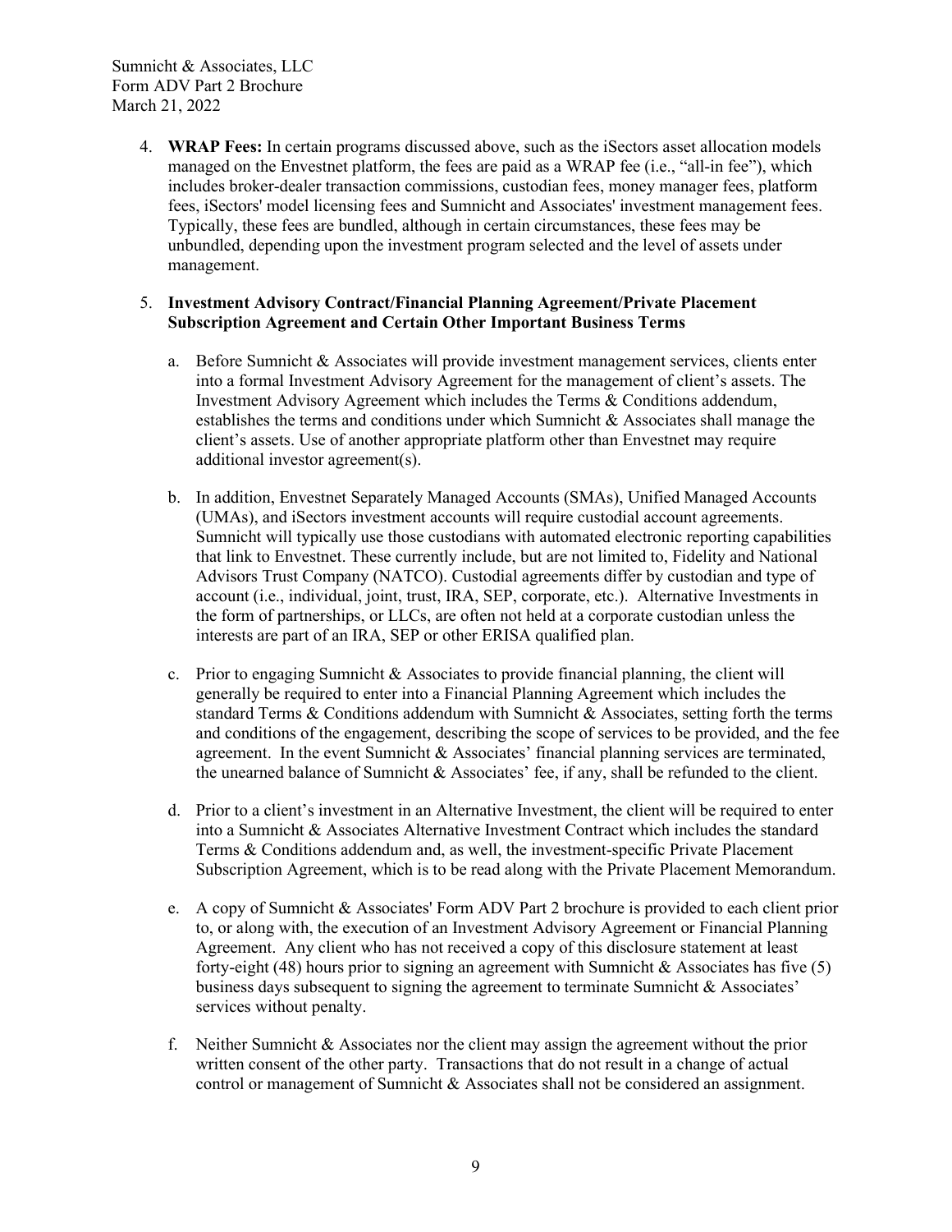4. **WRAP Fees:** In certain programs discussed above, such as the iSectors asset allocation models managed on the Envestnet platform, the fees are paid as a WRAP fee (i.e., "all-in fee"), which includes broker-dealer transaction commissions, custodian fees, money manager fees, platform fees, iSectors' model licensing fees and Sumnicht and Associates' investment management fees. Typically, these fees are bundled, although in certain circumstances, these fees may be unbundled, depending upon the investment program selected and the level of assets under management.

5. **Investment Advisory Contract/Financial Planning Agreement/Private Placement Subscription Agreement and Certain Other Important Business Terms**

   a. Before Sumnicht & Associates will provide investment management services, clients enter into a formal Investment Advisory Agreement for the management of client's assets. The Investment Advisory Agreement which includes the Terms & Conditions addendum, establishes the terms and conditions under which Sumnicht & Associates shall manage the client's assets. Use of another appropriate platform other than Envestnet may require additional investor agreement(s).

   b. In addition, Envestnet Separately Managed Accounts (SMAs), Unified Managed Accounts (UMAs), and iSectors investment accounts will require custodial account agreements. Sumnicht will typically use those custodians with automated electronic reporting capabilities that link to Envestnet. These currently include, but are not limited to, Fidelity and National Advisors Trust Company (NATCO). Custodial agreements differ by custodian and type of account (i.e., individual, joint, trust, IRA, SEP, corporate, etc.). Alternative Investments in the form of partnerships, or LLCs, are often not held at a corporate custodian unless the interests are part of an IRA, SEP or other ERISA qualified plan.

   c. Prior to engaging Sumnicht & Associates to provide financial planning, the client will generally be required to enter into a Financial Planning Agreement which includes the standard Terms & Conditions addendum with Sumnicht & Associates, setting forth the terms and conditions of the engagement, describing the scope of services to be provided, and the fee agreement. In the event Sumnicht & Associates' financial planning services are terminated, the unearned balance of Sumnicht & Associates' fee, if any, shall be refunded to the client.

   d. Prior to a client's investment in an Alternative Investment, the client will be required to enter into a Sumnicht & Associates Alternative Investment Contract which includes the standard Terms & Conditions addendum and, as well, the investment-specific Private Placement Subscription Agreement, which is to be read along with the Private Placement Memorandum.

   e. A copy of Sumnicht & Associates' Form ADV Part 2 brochure is provided to each client prior to, or along with, the execution of an Investment Advisory Agreement or Financial Planning Agreement. Any client who has not received a copy of this disclosure statement at least forty-eight (48) hours prior to signing an agreement with Sumnicht & Associates has five (5) business days subsequent to signing the agreement to terminate Sumnicht & Associates' services without penalty.

   f. Neither Sumnicht & Associates nor the client may assign the agreement without the prior written consent of the other party. Transactions that do not result in a change of actual control or management of Sumnicht & Associates shall not be considered an assignment.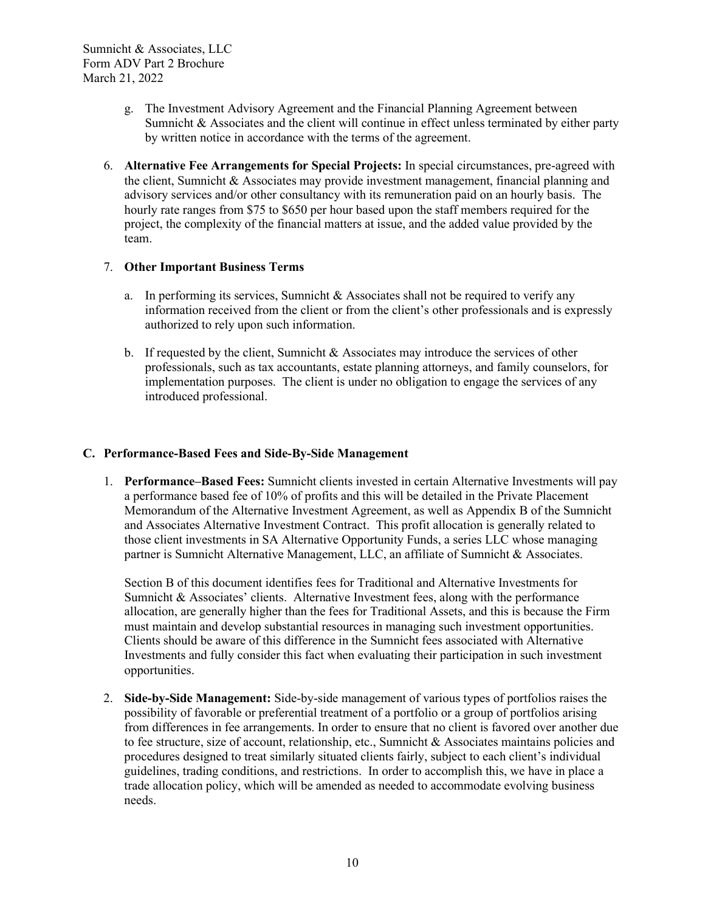g. The Investment Advisory Agreement and the Financial Planning Agreement between Sumnicht & Associates and the client will continue in effect unless terminated by either party by written notice in accordance with the terms of the agreement.

6. **Alternative Fee Arrangements for Special Projects:** In special circumstances, pre-agreed with the client, Sumnicht & Associates may provide investment management, financial planning and advisory services and/or other consultancy with its remuneration paid on an hourly basis. The hourly rate ranges from $75 to $650 per hour based upon the staff members required for the project, the complexity of the financial matters at issue, and the added value provided by the team.

7. **Other Important Business Terms**

   a. In performing its services, Sumnicht & Associates shall not be required to verify any information received from the client or from the client's other professionals and is expressly authorized to rely upon such information.

   b. If requested by the client, Sumnicht & Associates may introduce the services of other professionals, such as tax accountants, estate planning attorneys, and family counselors, for implementation purposes. The client is under no obligation to engage the services of any introduced professional.

### C. Performance-Based Fees and Side-By-Side Management

1. **Performance–Based Fees:** Sumnicht clients invested in certain Alternative Investments will pay a performance based fee of 10% of profits and this will be detailed in the Private Placement Memorandum of the Alternative Investment Agreement, as well as Appendix B of the Sumnicht and Associates Alternative Investment Contract. This profit allocation is generally related to those client investments in SA Alternative Opportunity Funds, a series LLC whose managing partner is Sumnicht Alternative Management, LLC, an affiliate of Sumnicht & Associates.

   Section B of this document identifies fees for Traditional and Alternative Investments for Sumnicht & Associates' clients. Alternative Investment fees, along with the performance allocation, are generally higher than the fees for Traditional Assets, and this is because the Firm must maintain and develop substantial resources in managing such investment opportunities. Clients should be aware of this difference in the Sumnicht fees associated with Alternative Investments and fully consider this fact when evaluating their participation in such investment opportunities.

2. **Side-by-Side Management:** Side-by-side management of various types of portfolios raises the possibility of favorable or preferential treatment of a portfolio or a group of portfolios arising from differences in fee arrangements. In order to ensure that no client is favored over another due to fee structure, size of account, relationship, etc., Sumnicht & Associates maintains policies and procedures designed to treat similarly situated clients fairly, subject to each client's individual guidelines, trading conditions, and restrictions. In order to accomplish this, we have in place a trade allocation policy, which will be amended as needed to accommodate evolving business needs.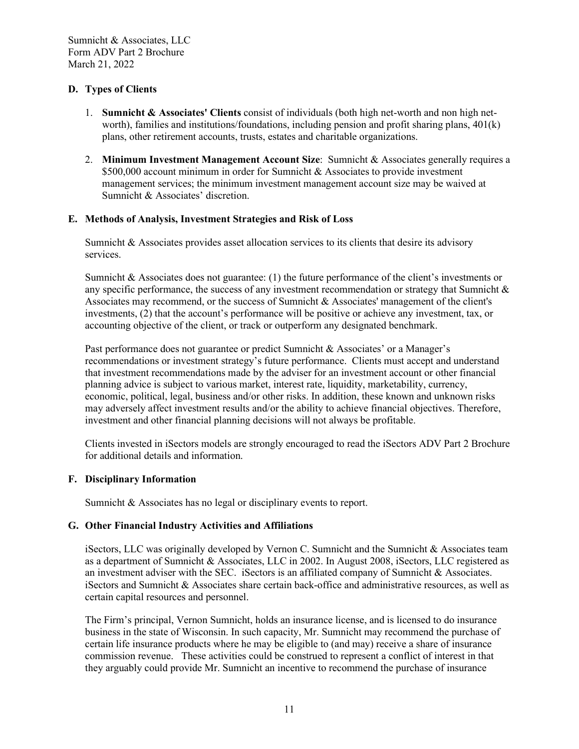### D. Types of Clients

1. **Sumnicht & Associates' Clients** consist of individuals (both high net-worth and non high net-worth), families and institutions/foundations, including pension and profit sharing plans, 401(k) plans, other retirement accounts, trusts, estates and charitable organizations.

2. **Minimum Investment Management Account Size**: Sumnicht & Associates generally requires a $500,000 account minimum in order for Sumnicht & Associates to provide investment management services; the minimum investment management account size may be waived at Sumnicht & Associates' discretion.

### E. Methods of Analysis, Investment Strategies and Risk of Loss

Sumnicht & Associates provides asset allocation services to its clients that desire its advisory services.

Sumnicht & Associates does not guarantee: (1) the future performance of the client's investments or any specific performance, the success of any investment recommendation or strategy that Sumnicht & Associates may recommend, or the success of Sumnicht & Associates' management of the client's investments, (2) that the account's performance will be positive or achieve any investment, tax, or accounting objective of the client, or track or outperform any designated benchmark.

Past performance does not guarantee or predict Sumnicht & Associates' or a Manager's recommendations or investment strategy's future performance. Clients must accept and understand that investment recommendations made by the adviser for an investment account or other financial planning advice is subject to various market, interest rate, liquidity, marketability, currency, economic, political, legal, business and/or other risks. In addition, these known and unknown risks may adversely affect investment results and/or the ability to achieve financial objectives. Therefore, investment and other financial planning decisions will not always be profitable.

Clients invested in iSectors models are strongly encouraged to read the iSectors ADV Part 2 Brochure for additional details and information.

### F. Disciplinary Information

Sumnicht & Associates has no legal or disciplinary events to report.

### G. Other Financial Industry Activities and Affiliations

iSectors, LLC was originally developed by Vernon C. Sumnicht and the Sumnicht & Associates team as a department of Sumnicht & Associates, LLC in 2002. In August 2008, iSectors, LLC registered as an investment adviser with the SEC. iSectors is an affiliated company of Sumnicht & Associates. iSectors and Sumnicht & Associates share certain back-office and administrative resources, as well as certain capital resources and personnel.

The Firm's principal, Vernon Sumnicht, holds an insurance license, and is licensed to do insurance business in the state of Wisconsin. In such capacity, Mr. Sumnicht may recommend the purchase of certain life insurance products where he may be eligible to (and may) receive a share of insurance commission revenue. These activities could be construed to represent a conflict of interest in that they arguably could provide Mr. Sumnicht an incentive to recommend the purchase of insurance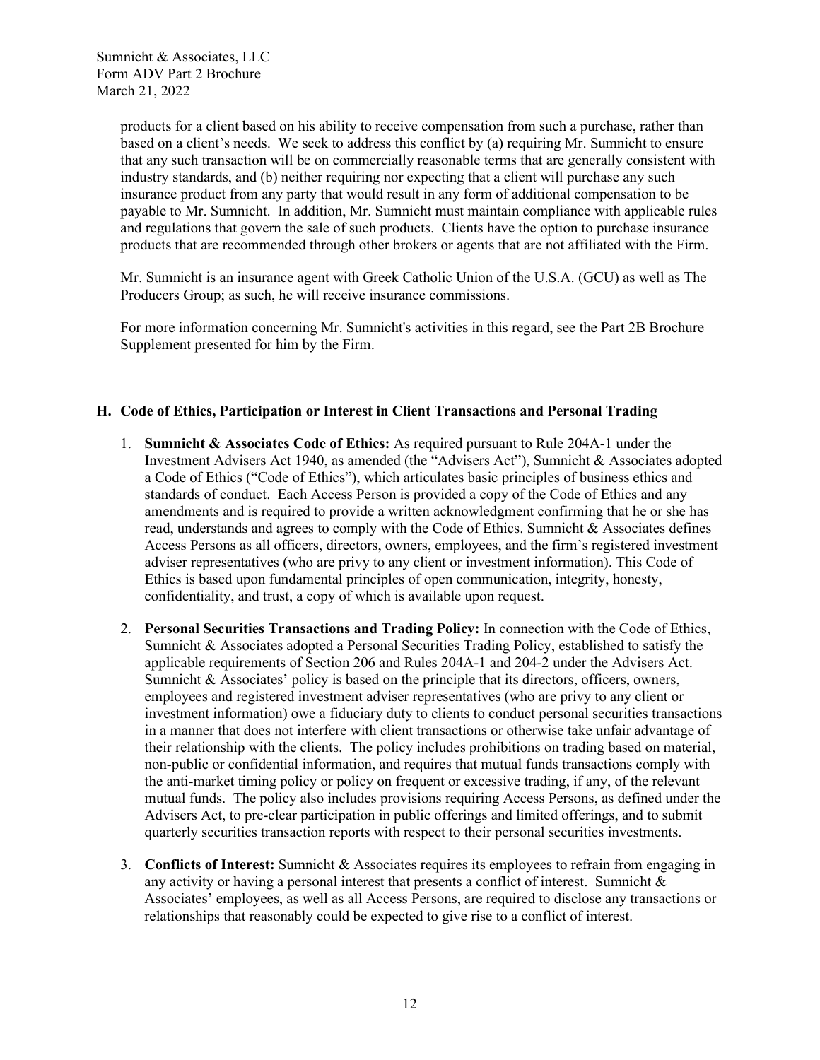products for a client based on his ability to receive compensation from such a purchase, rather than based on a client's needs. We seek to address this conflict by (a) requiring Mr. Sumnicht to ensure that any such transaction will be on commercially reasonable terms that are generally consistent with industry standards, and (b) neither requiring nor expecting that a client will purchase any such insurance product from any party that would result in any form of additional compensation to be payable to Mr. Sumnicht. In addition, Mr. Sumnicht must maintain compliance with applicable rules and regulations that govern the sale of such products. Clients have the option to purchase insurance products that are recommended through other brokers or agents that are not affiliated with the Firm.

Mr. Sumnicht is an insurance agent with Greek Catholic Union of the U.S.A. (GCU) as well as The Producers Group; as such, he will receive insurance commissions.

For more information concerning Mr. Sumnicht's activities in this regard, see the Part 2B Brochure Supplement presented for him by the Firm.

### H. Code of Ethics, Participation or Interest in Client Transactions and Personal Trading

1. **Sumnicht & Associates Code of Ethics:** As required pursuant to Rule 204A-1 under the Investment Advisers Act 1940, as amended (the "Advisers Act"), Sumnicht & Associates adopted a Code of Ethics ("Code of Ethics"), which articulates basic principles of business ethics and standards of conduct. Each Access Person is provided a copy of the Code of Ethics and any amendments and is required to provide a written acknowledgment confirming that he or she has read, understands and agrees to comply with the Code of Ethics. Sumnicht & Associates defines Access Persons as all officers, directors, owners, employees, and the firm's registered investment adviser representatives (who are privy to any client or investment information). This Code of Ethics is based upon fundamental principles of open communication, integrity, honesty, confidentiality, and trust, a copy of which is available upon request.

2. **Personal Securities Transactions and Trading Policy:** In connection with the Code of Ethics, Sumnicht & Associates adopted a Personal Securities Trading Policy, established to satisfy the applicable requirements of Section 206 and Rules 204A-1 and 204-2 under the Advisers Act. Sumnicht & Associates' policy is based on the principle that its directors, officers, owners, employees and registered investment adviser representatives (who are privy to any client or investment information) owe a fiduciary duty to clients to conduct personal securities transactions in a manner that does not interfere with client transactions or otherwise take unfair advantage of their relationship with the clients. The policy includes prohibitions on trading based on material, non-public or confidential information, and requires that mutual funds transactions comply with the anti-market timing policy or policy on frequent or excessive trading, if any, of the relevant mutual funds. The policy also includes provisions requiring Access Persons, as defined under the Advisers Act, to pre-clear participation in public offerings and limited offerings, and to submit quarterly securities transaction reports with respect to their personal securities investments.

3. **Conflicts of Interest:** Sumnicht & Associates requires its employees to refrain from engaging in any activity or having a personal interest that presents a conflict of interest. Sumnicht & Associates' employees, as well as all Access Persons, are required to disclose any transactions or relationships that reasonably could be expected to give rise to a conflict of interest.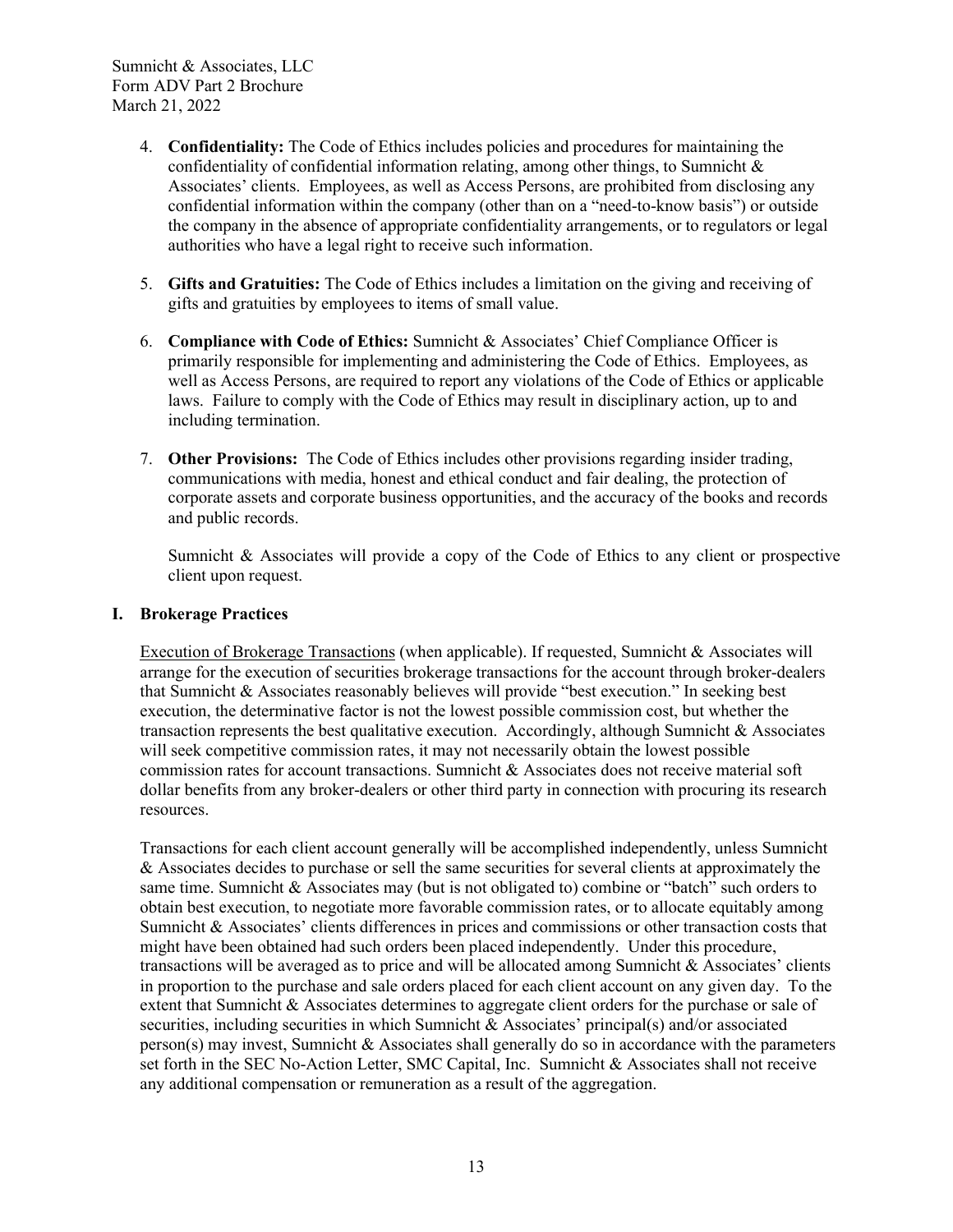4. **Confidentiality:** The Code of Ethics includes policies and procedures for maintaining the confidentiality of confidential information relating, among other things, to Sumnicht & Associates' clients. Employees, as well as Access Persons, are prohibited from disclosing any confidential information within the company (other than on a "need-to-know basis") or outside the company in the absence of appropriate confidentiality arrangements, or to regulators or legal authorities who have a legal right to receive such information.

5. **Gifts and Gratuities:** The Code of Ethics includes a limitation on the giving and receiving of gifts and gratuities by employees to items of small value.

6. **Compliance with Code of Ethics:** Sumnicht & Associates' Chief Compliance Officer is primarily responsible for implementing and administering the Code of Ethics. Employees, as well as Access Persons, are required to report any violations of the Code of Ethics or applicable laws. Failure to comply with the Code of Ethics may result in disciplinary action, up to and including termination.

7. **Other Provisions:** The Code of Ethics includes other provisions regarding insider trading, communications with media, honest and ethical conduct and fair dealing, the protection of corporate assets and corporate business opportunities, and the accuracy of the books and records and public records.

   Sumnicht & Associates will provide a copy of the Code of Ethics to any client or prospective client upon request.

## I. Brokerage Practices

Execution of Brokerage Transactions (when applicable). If requested, Sumnicht & Associates will arrange for the execution of securities brokerage transactions for the account through broker-dealers that Sumnicht & Associates reasonably believes will provide "best execution." In seeking best execution, the determinative factor is not the lowest possible commission cost, but whether the transaction represents the best qualitative execution. Accordingly, although Sumnicht & Associates will seek competitive commission rates, it may not necessarily obtain the lowest possible commission rates for account transactions. Sumnicht & Associates does not receive material soft dollar benefits from any broker-dealers or other third party in connection with procuring its research resources.

Transactions for each client account generally will be accomplished independently, unless Sumnicht & Associates decides to purchase or sell the same securities for several clients at approximately the same time. Sumnicht & Associates may (but is not obligated to) combine or "batch" such orders to obtain best execution, to negotiate more favorable commission rates, or to allocate equitably among Sumnicht & Associates' clients differences in prices and commissions or other transaction costs that might have been obtained had such orders been placed independently. Under this procedure, transactions will be averaged as to price and will be allocated among Sumnicht & Associates' clients in proportion to the purchase and sale orders placed for each client account on any given day. To the extent that Sumnicht & Associates determines to aggregate client orders for the purchase or sale of securities, including securities in which Sumnicht & Associates' principal(s) and/or associated person(s) may invest, Sumnicht & Associates shall generally do so in accordance with the parameters set forth in the SEC No-Action Letter, SMC Capital, Inc. Sumnicht & Associates shall not receive any additional compensation or remuneration as a result of the aggregation.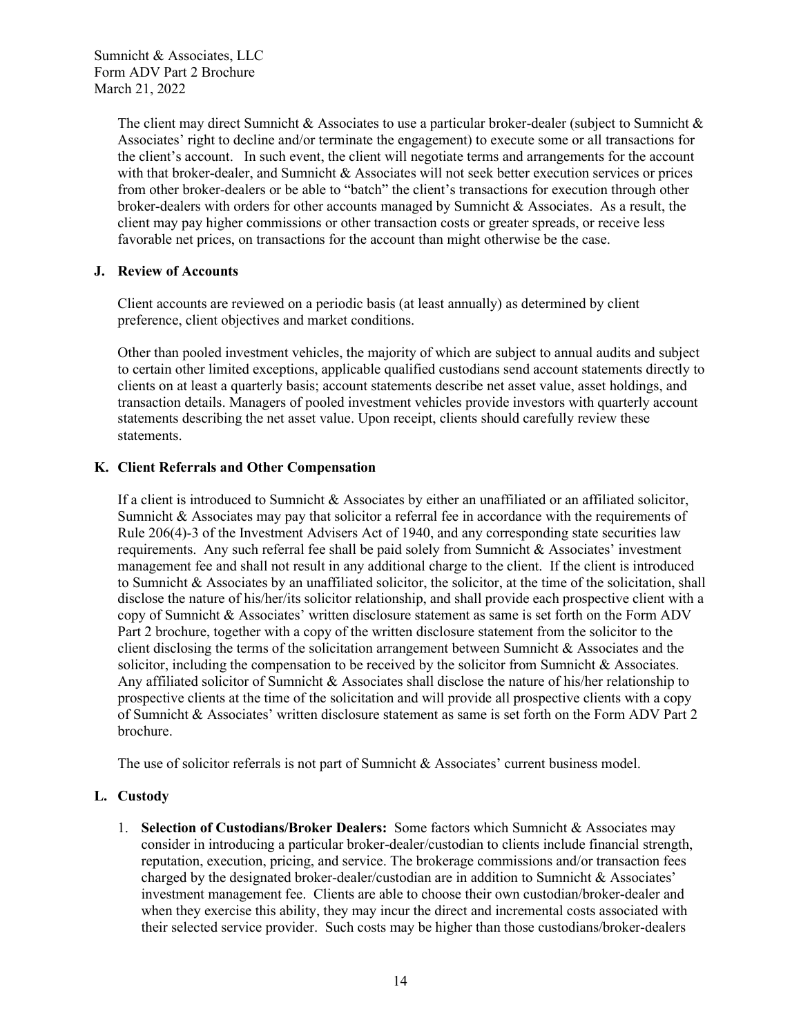The client may direct Sumnicht & Associates to use a particular broker-dealer (subject to Sumnicht & Associates' right to decline and/or terminate the engagement) to execute some or all transactions for the client's account. In such event, the client will negotiate terms and arrangements for the account with that broker-dealer, and Sumnicht & Associates will not seek better execution services or prices from other broker-dealers or be able to "batch" the client's transactions for execution through other broker-dealers with orders for other accounts managed by Sumnicht & Associates. As a result, the client may pay higher commissions or other transaction costs or greater spreads, or receive less favorable net prices, on transactions for the account than might otherwise be the case.

### J. Review of Accounts

Client accounts are reviewed on a periodic basis (at least annually) as determined by client preference, client objectives and market conditions.

Other than pooled investment vehicles, the majority of which are subject to annual audits and subject to certain other limited exceptions, applicable qualified custodians send account statements directly to clients on at least a quarterly basis; account statements describe net asset value, asset holdings, and transaction details. Managers of pooled investment vehicles provide investors with quarterly account statements describing the net asset value. Upon receipt, clients should carefully review these statements.

### K. Client Referrals and Other Compensation

If a client is introduced to Sumnicht & Associates by either an unaffiliated or an affiliated solicitor, Sumnicht & Associates may pay that solicitor a referral fee in accordance with the requirements of Rule 206(4)-3 of the Investment Advisers Act of 1940, and any corresponding state securities law requirements. Any such referral fee shall be paid solely from Sumnicht & Associates' investment management fee and shall not result in any additional charge to the client. If the client is introduced to Sumnicht & Associates by an unaffiliated solicitor, the solicitor, at the time of the solicitation, shall disclose the nature of his/her/its solicitor relationship, and shall provide each prospective client with a copy of Sumnicht & Associates' written disclosure statement as same is set forth on the Form ADV Part 2 brochure, together with a copy of the written disclosure statement from the solicitor to the client disclosing the terms of the solicitation arrangement between Sumnicht & Associates and the solicitor, including the compensation to be received by the solicitor from Sumnicht & Associates. Any affiliated solicitor of Sumnicht & Associates shall disclose the nature of his/her relationship to prospective clients at the time of the solicitation and will provide all prospective clients with a copy of Sumnicht & Associates' written disclosure statement as same is set forth on the Form ADV Part 2 brochure.

The use of solicitor referrals is not part of Sumnicht & Associates' current business model.

### L. Custody

1. **Selection of Custodians/Broker Dealers:** Some factors which Sumnicht & Associates may consider in introducing a particular broker-dealer/custodian to clients include financial strength, reputation, execution, pricing, and service. The brokerage commissions and/or transaction fees charged by the designated broker-dealer/custodian are in addition to Sumnicht & Associates' investment management fee. Clients are able to choose their own custodian/broker-dealer and when they exercise this ability, they may incur the direct and incremental costs associated with their selected service provider. Such costs may be higher than those custodians/broker-dealers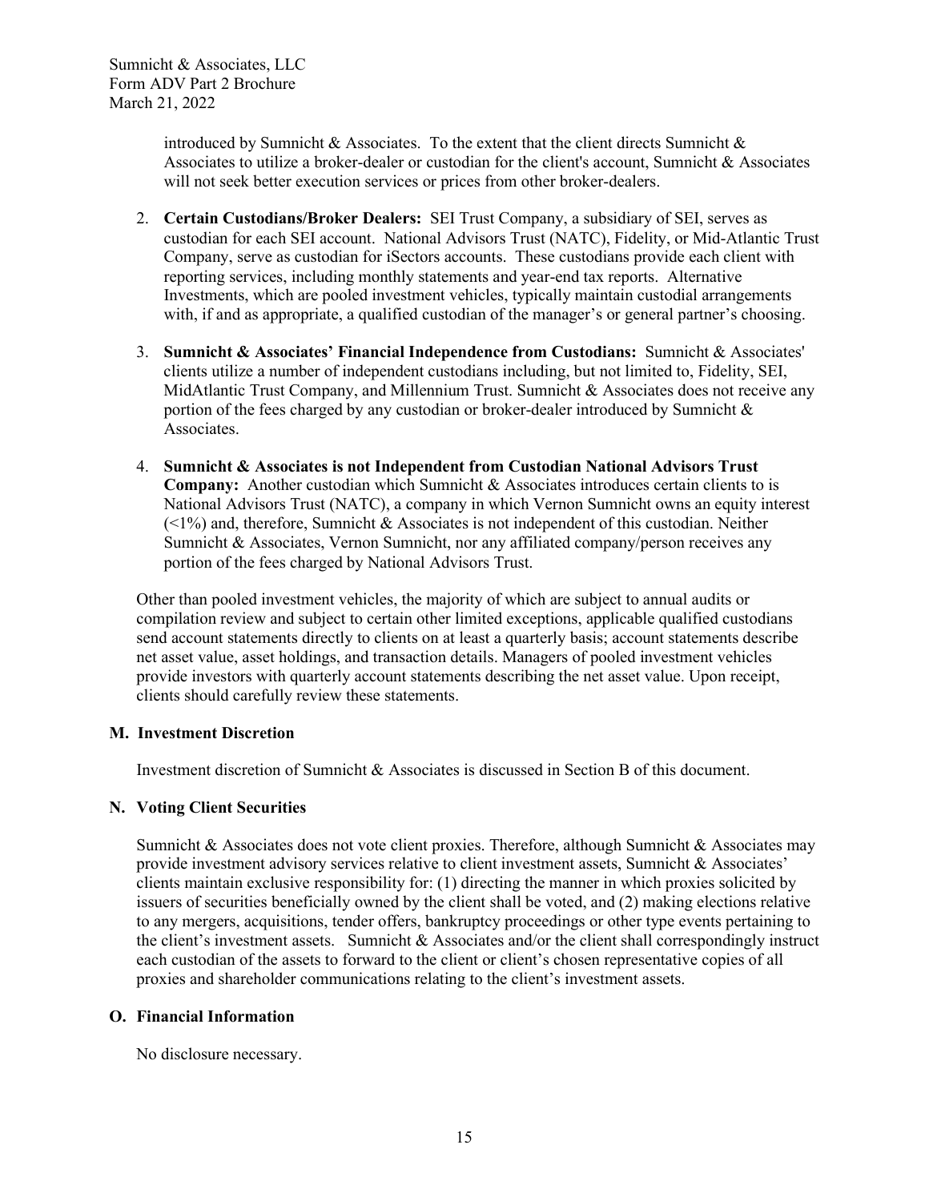introduced by Sumnicht & Associates. To the extent that the client directs Sumnicht & Associates to utilize a broker-dealer or custodian for the client's account, Sumnicht & Associates will not seek better execution services or prices from other broker-dealers.

2. **Certain Custodians/Broker Dealers:** SEI Trust Company, a subsidiary of SEI, serves as custodian for each SEI account. National Advisors Trust (NATC), Fidelity, or Mid-Atlantic Trust Company, serve as custodian for iSectors accounts. These custodians provide each client with reporting services, including monthly statements and year-end tax reports. Alternative Investments, which are pooled investment vehicles, typically maintain custodial arrangements with, if and as appropriate, a qualified custodian of the manager's or general partner's choosing.

3. **Sumnicht & Associates' Financial Independence from Custodians:** Sumnicht & Associates' clients utilize a number of independent custodians including, but not limited to, Fidelity, SEI, MidAtlantic Trust Company, and Millennium Trust. Sumnicht & Associates does not receive any portion of the fees charged by any custodian or broker-dealer introduced by Sumnicht & Associates.

4. **Sumnicht & Associates is not Independent from Custodian National Advisors Trust Company:** Another custodian which Sumnicht & Associates introduces certain clients to is National Advisors Trust (NATC), a company in which Vernon Sumnicht owns an equity interest (<1%) and, therefore, Sumnicht & Associates is not independent of this custodian. Neither Sumnicht & Associates, Vernon Sumnicht, nor any affiliated company/person receives any portion of the fees charged by National Advisors Trust.

Other than pooled investment vehicles, the majority of which are subject to annual audits or compilation review and subject to certain other limited exceptions, applicable qualified custodians send account statements directly to clients on at least a quarterly basis; account statements describe net asset value, asset holdings, and transaction details. Managers of pooled investment vehicles provide investors with quarterly account statements describing the net asset value. Upon receipt, clients should carefully review these statements.

## M. Investment Discretion

Investment discretion of Sumnicht & Associates is discussed in Section B of this document.

## N. Voting Client Securities

Sumnicht & Associates does not vote client proxies. Therefore, although Sumnicht & Associates may provide investment advisory services relative to client investment assets, Sumnicht & Associates' clients maintain exclusive responsibility for: (1) directing the manner in which proxies solicited by issuers of securities beneficially owned by the client shall be voted, and (2) making elections relative to any mergers, acquisitions, tender offers, bankruptcy proceedings or other type events pertaining to the client's investment assets. Sumnicht & Associates and/or the client shall correspondingly instruct each custodian of the assets to forward to the client or client's chosen representative copies of all proxies and shareholder communications relating to the client's investment assets.

## O. Financial Information

No disclosure necessary.